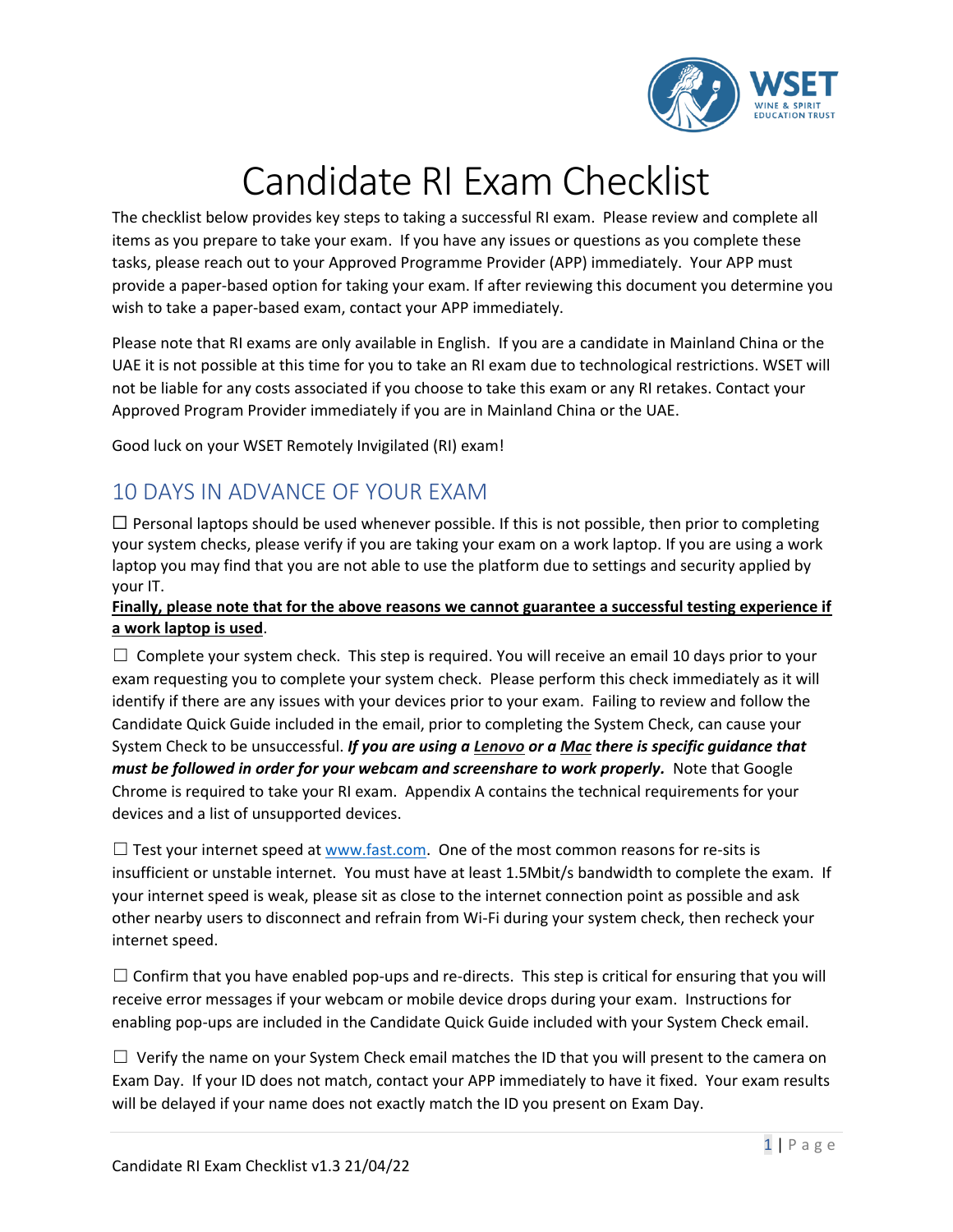# Candidate RI Exam Checklist

The checklist below provides key steps to taking a successful RI exam. Please review and complete all items as you prepare to take your exam. If you have any issues or questions as you complete these tasks, please reach out to your Approved Programme Provider (APP) immediately. Your APP must provide a paper-based option for taking your exam. If after reviewing this document you determine you wish to take a paper-based exam, contact your APP immediately.

Please note that RI exams are only available in English. If you are a candidate in Mainland China or the UAE it is not possible at this time for you to take an RI exam due to technological restrictions. WSET will not be liable for any costs associated if you choose to take this exam or any RI retakes. Contact your Approved Program Provider immediately if you are in Mainland China or the UAE.

Good luck on your WSET Remotely Invigilated (RI) exam!

## 10 DAYS IN ADVANCE OF YOUR EXAM

☐ Personal laptops should be used whenever possible. If this is not possible, then prior to completing your system checks, please verify if you are taking your exam on a work laptop. If you are using a work laptop you may find that you are not able to use the platform due to settings and security applied by your IT.

**Finally, please note that for the above reasons we cannot guarantee a successful testing experience if a work laptop is used**.

☐ Complete your system check. This step is required. You will receive an email 10 days prior to your exam requesting you to complete your system check. Please perform this check immediately as it will identify if there are any issues with your devices prior to your exam. Failing to review and follow the Candidate Quick Guide included in the email, prior to completing the System Check, can cause your System Check to be unsuccessful. ***If you are using a Lenovo or a Mac there is specific guidance that must be followed in order for your webcam and screenshare to work properly.*** Note that Google Chrome is required to take your RI exam. Appendix A contains the technical requirements for your devices and a list of unsupported devices.

☐ Test your internet speed at www.fast.com. One of the most common reasons for re-sits is insufficient or unstable internet. You must have at least 1.5Mbit/s bandwidth to complete the exam. If your internet speed is weak, please sit as close to the internet connection point as possible and ask other nearby users to disconnect and refrain from Wi-Fi during your system check, then recheck your internet speed.

☐ Confirm that you have enabled pop-ups and re-directs. This step is critical for ensuring that you will receive error messages if your webcam or mobile device drops during your exam. Instructions for enabling pop-ups are included in the Candidate Quick Guide included with your System Check email.

☐ Verify the name on your System Check email matches the ID that you will present to the camera on Exam Day. If your ID does not match, contact your APP immediately to have it fixed. Your exam results will be delayed if your name does not exactly match the ID you present on Exam Day.

Candidate RI Exam Checklist v1.3 21/04/22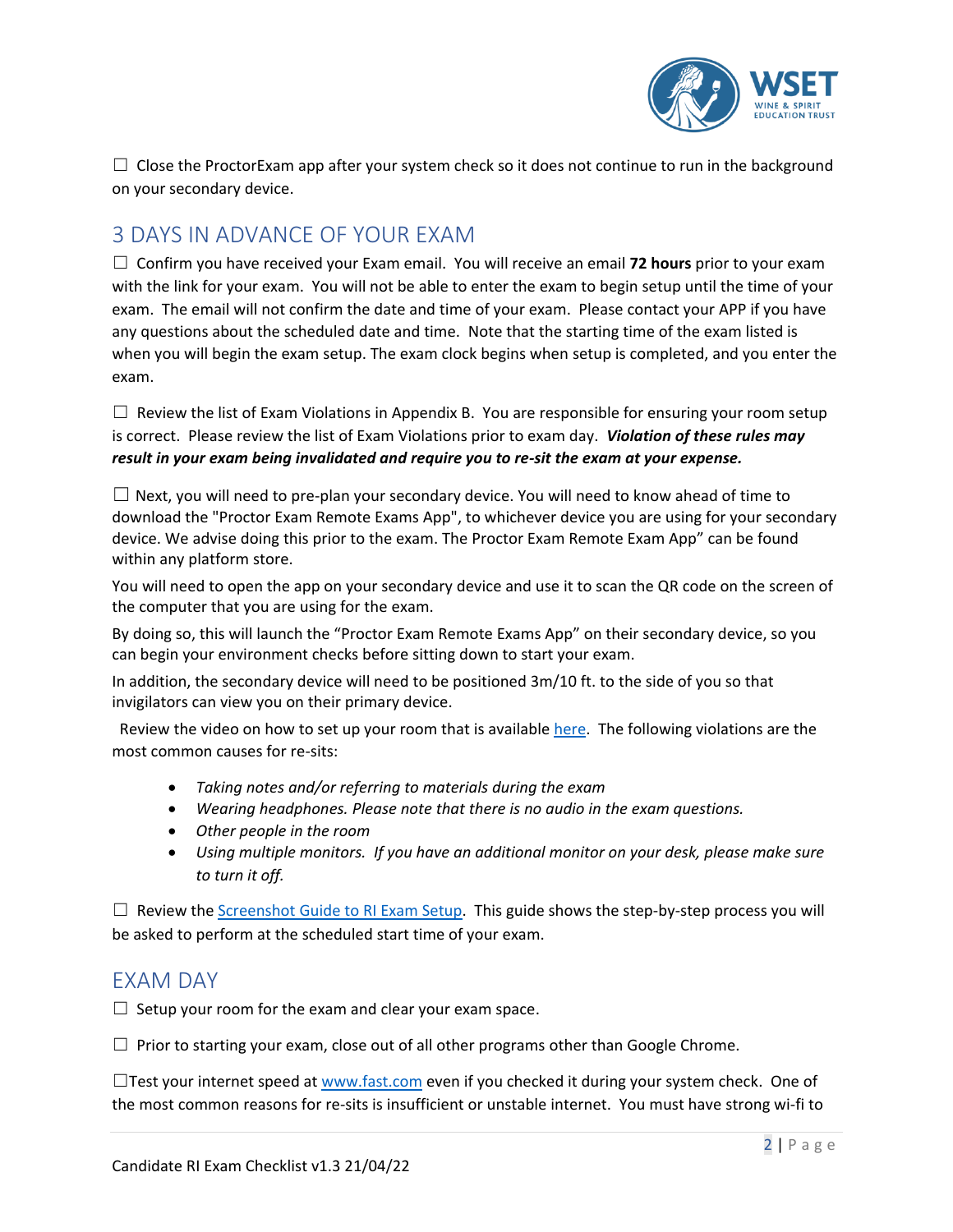☐ Close the ProctorExam app after your system check so it does not continue to run in the background on your secondary device.

## 3 DAYS IN ADVANCE OF YOUR EXAM

☐ Confirm you have received your Exam email. You will receive an email **72 hours** prior to your exam with the link for your exam. You will not be able to enter the exam to begin setup until the time of your exam. The email will not confirm the date and time of your exam. Please contact your APP if you have any questions about the scheduled date and time. Note that the starting time of the exam listed is when you will begin the exam setup. The exam clock begins when setup is completed, and you enter the exam.

☐ Review the list of Exam Violations in Appendix B. You are responsible for ensuring your room setup is correct. Please review the list of Exam Violations prior to exam day. ***Violation of these rules may result in your exam being invalidated and require you to re-sit the exam at your expense.***

☐ Next, you will need to pre-plan your secondary device. You will need to know ahead of time to download the "Proctor Exam Remote Exams App", to whichever device you are using for your secondary device. We advise doing this prior to the exam. The Proctor Exam Remote Exam App" can be found within any platform store.

You will need to open the app on your secondary device and use it to scan the QR code on the screen of the computer that you are using for the exam.

By doing so, this will launch the "Proctor Exam Remote Exams App" on their secondary device, so you can begin your environment checks before sitting down to start your exam.

In addition, the secondary device will need to be positioned 3m/10 ft. to the side of you so that invigilators can view you on their primary device.

Review the video on how to set up your room that is available [here](). The following violations are the most common causes for re-sits:

- *Taking notes and/or referring to materials during the exam*
- *Wearing headphones. Please note that there is no audio in the exam questions.*
- *Other people in the room*
- *Using multiple monitors. If you have an additional monitor on your desk, please make sure to turn it off.*

☐ Review the [Screenshot Guide to RI Exam Setup](). This guide shows the step-by-step process you will be asked to perform at the scheduled start time of your exam.

## EXAM DAY

☐ Setup your room for the exam and clear your exam space.

☐ Prior to starting your exam, close out of all other programs other than Google Chrome.

☐Test your internet speed at [www.fast.com](www.fast.com) even if you checked it during your system check. One of the most common reasons for re-sits is insufficient or unstable internet. You must have strong wi-fi to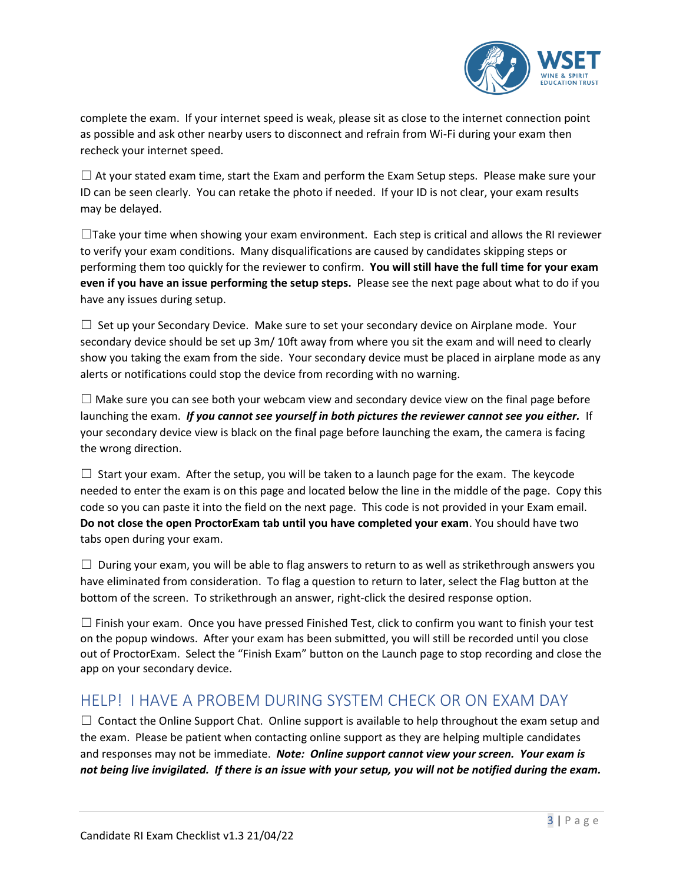complete the exam. If your internet speed is weak, please sit as close to the internet connection point as possible and ask other nearby users to disconnect and refrain from Wi-Fi during your exam then recheck your internet speed.

☐ At your stated exam time, start the Exam and perform the Exam Setup steps. Please make sure your ID can be seen clearly. You can retake the photo if needed. If your ID is not clear, your exam results may be delayed.

☐Take your time when showing your exam environment. Each step is critical and allows the RI reviewer to verify your exam conditions. Many disqualifications are caused by candidates skipping steps or performing them too quickly for the reviewer to confirm. **You will still have the full time for your exam even if you have an issue performing the setup steps.** Please see the next page about what to do if you have any issues during setup.

☐ Set up your Secondary Device. Make sure to set your secondary device on Airplane mode. Your secondary device should be set up 3m/ 10ft away from where you sit the exam and will need to clearly show you taking the exam from the side. Your secondary device must be placed in airplane mode as any alerts or notifications could stop the device from recording with no warning.

☐ Make sure you can see both your webcam view and secondary device view on the final page before launching the exam. ***If you cannot see yourself in both pictures the reviewer cannot see you either.*** If your secondary device view is black on the final page before launching the exam, the camera is facing the wrong direction.

☐ Start your exam. After the setup, you will be taken to a launch page for the exam. The keycode needed to enter the exam is on this page and located below the line in the middle of the page. Copy this code so you can paste it into the field on the next page. This code is not provided in your Exam email. **Do not close the open ProctorExam tab until you have completed your exam**. You should have two tabs open during your exam.

☐ During your exam, you will be able to flag answers to return to as well as strikethrough answers you have eliminated from consideration. To flag a question to return to later, select the Flag button at the bottom of the screen. To strikethrough an answer, right-click the desired response option.

☐ Finish your exam. Once you have pressed Finished Test, click to confirm you want to finish your test on the popup windows. After your exam has been submitted, you will still be recorded until you close out of ProctorExam. Select the "Finish Exam" button on the Launch page to stop recording and close the app on your secondary device.

## HELP! I HAVE A PROBEM DURING SYSTEM CHECK OR ON EXAM DAY

☐ Contact the Online Support Chat. Online support is available to help throughout the exam setup and the exam. Please be patient when contacting online support as they are helping multiple candidates and responses may not be immediate. ***Note: Online support cannot view your screen. Your exam is not being live invigilated. If there is an issue with your setup, you will not be notified during the exam.***

Candidate RI Exam Checklist v1.3 21/04/22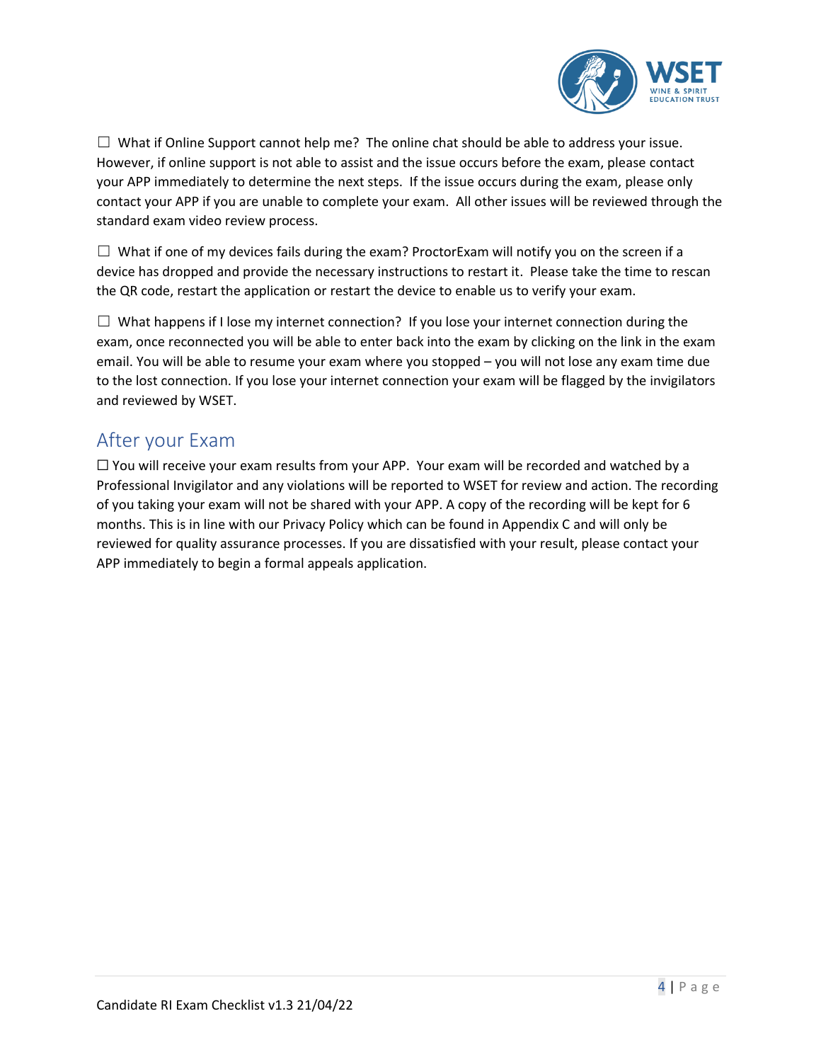☐ What if Online Support cannot help me? The online chat should be able to address your issue. However, if online support is not able to assist and the issue occurs before the exam, please contact your APP immediately to determine the next steps. If the issue occurs during the exam, please only contact your APP if you are unable to complete your exam. All other issues will be reviewed through the standard exam video review process.

☐ What if one of my devices fails during the exam? ProctorExam will notify you on the screen if a device has dropped and provide the necessary instructions to restart it. Please take the time to rescan the QR code, restart the application or restart the device to enable us to verify your exam.

☐ What happens if I lose my internet connection? If you lose your internet connection during the exam, once reconnected you will be able to enter back into the exam by clicking on the link in the exam email. You will be able to resume your exam where you stopped – you will not lose any exam time due to the lost connection. If you lose your internet connection your exam will be flagged by the invigilators and reviewed by WSET.

## After your Exam

☐ You will receive your exam results from your APP. Your exam will be recorded and watched by a Professional Invigilator and any violations will be reported to WSET for review and action. The recording of you taking your exam will not be shared with your APP. A copy of the recording will be kept for 6 months. This is in line with our Privacy Policy which can be found in Appendix C and will only be reviewed for quality assurance processes. If you are dissatisfied with your result, please contact your APP immediately to begin a formal appeals application.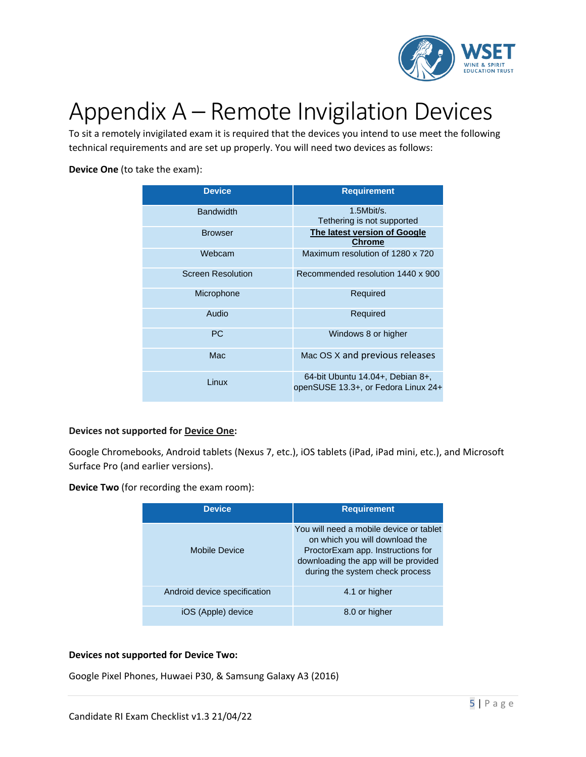# Appendix A – Remote Invigilation Devices

To sit a remotely invigilated exam it is required that the devices you intend to use meet the following technical requirements and are set up properly. You will need two devices as follows:

**Device One** (to take the exam):

| Device | Requirement |
|---|---|
| Bandwidth | 1.5Mbit/s.<br>Tethering is not supported |
| Browser | **The latest version of Google Chrome** |
| Webcam | Maximum resolution of 1280 x 720 |
| Screen Resolution | Recommended resolution 1440 x 900 |
| Microphone | Required |
| Audio | Required |
| PC | Windows 8 or higher |
| Mac | Mac OS X and previous releases |
| Linux | 64-bit Ubuntu 14.04+, Debian 8+, openSUSE 13.3+, or Fedora Linux 24+ |

**Devices not supported for Device One:**

Google Chromebooks, Android tablets (Nexus 7, etc.), iOS tablets (iPad, iPad mini, etc.), and Microsoft Surface Pro (and earlier versions).

**Device Two** (for recording the exam room):

| Device | Requirement |
|---|---|
| Mobile Device | You will need a mobile device or tablet on which you will download the ProctorExam app. Instructions for downloading the app will be provided during the system check process |
| Android device specification | 4.1 or higher |
| iOS (Apple) device | 8.0 or higher |

**Devices not supported for Device Two:**

Google Pixel Phones, Huwaei P30, & Samsung Galaxy A3 (2016)

Candidate RI Exam Checklist v1.3 21/04/22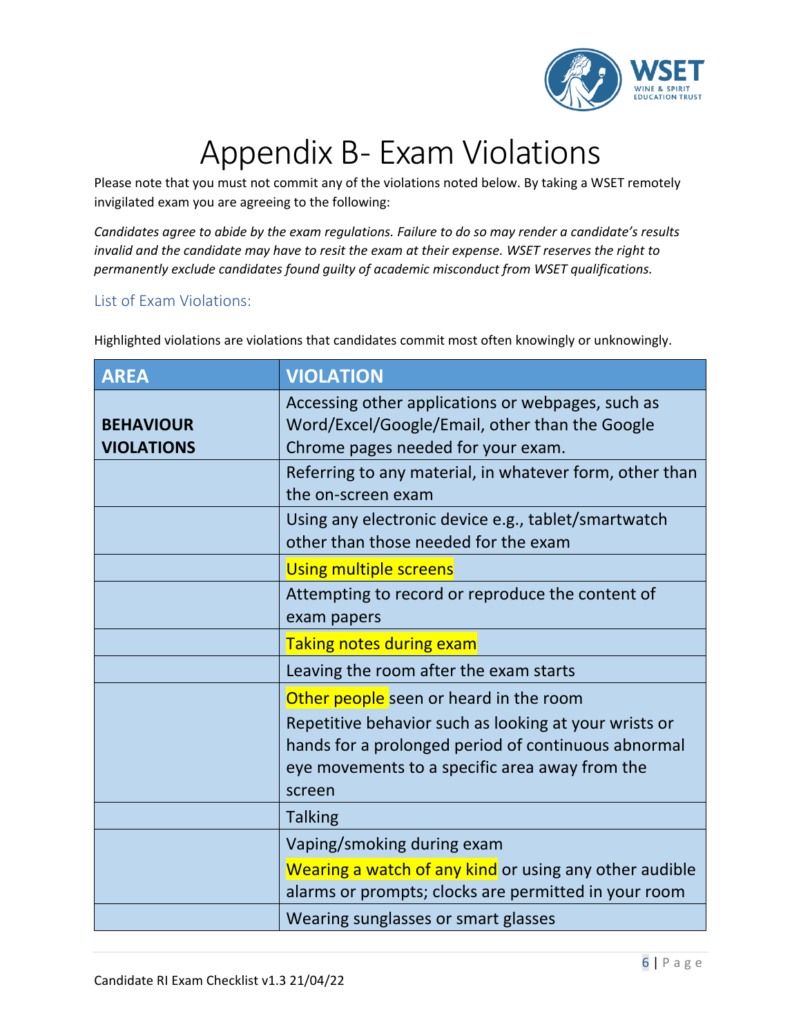# Appendix B- Exam Violations

Please note that you must not commit any of the violations noted below. By taking a WSET remotely invigilated exam you are agreeing to the following:

*Candidates agree to abide by the exam regulations. Failure to do so may render a candidate's results invalid and the candidate may have to resit the exam at their expense. WSET reserves the right to permanently exclude candidates found guilty of academic misconduct from WSET qualifications.*

## List of Exam Violations:

Highlighted violations are violations that candidates commit most often knowingly or unknowingly.

| AREA | VIOLATION |
|---|---|
| **BEHAVIOUR VIOLATIONS** | Accessing other applications or webpages, such as Word/Excel/Google/Email, other than the Google Chrome pages needed for your exam. |
| | Referring to any material, in whatever form, other than the on-screen exam |
| | Using any electronic device e.g., tablet/smartwatch other than those needed for the exam |
| | Using multiple screens |
| | Attempting to record or reproduce the content of exam papers |
| | Taking notes during exam |
| | Leaving the room after the exam starts |
| | Other people seen or heard in the room<br>Repetitive behavior such as looking at your wrists or hands for a prolonged period of continuous abnormal eye movements to a specific area away from the screen |
| | Talking |
| | Vaping/smoking during exam<br>Wearing a watch of any kind or using any other audible alarms or prompts; clocks are permitted in your room |
| | Wearing sunglasses or smart glasses |

Candidate RI Exam Checklist v1.3 21/04/22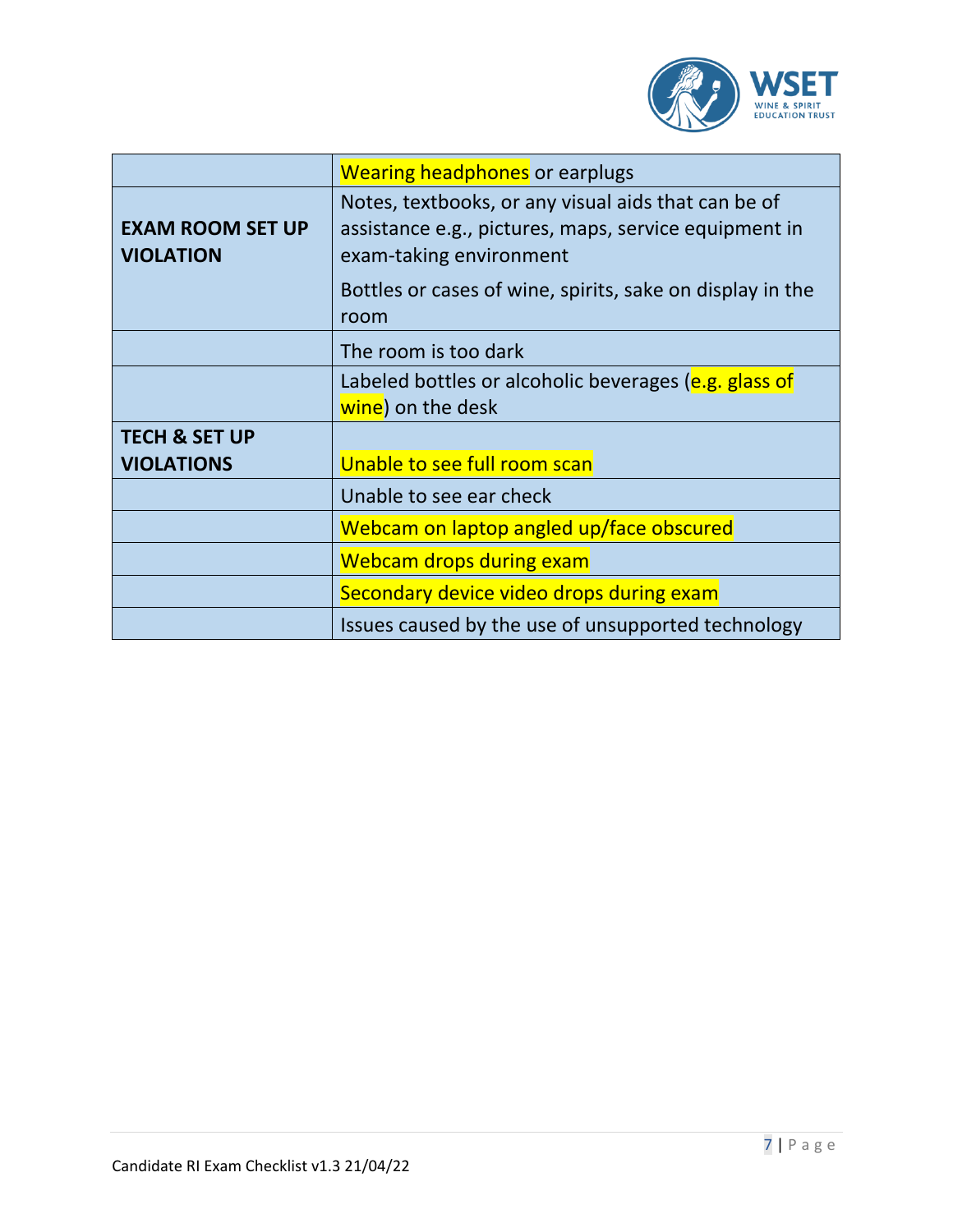| | |
|---|---|
| | Wearing headphones or earplugs |
| **EXAM ROOM SET UP VIOLATION** | Notes, textbooks, or any visual aids that can be of assistance e.g., pictures, maps, service equipment in exam-taking environment<br><br>Bottles or cases of wine, spirits, sake on display in the room |
| | The room is too dark |
| | Labeled bottles or alcoholic beverages (e.g. glass of wine) on the desk |
| **TECH & SET UP VIOLATIONS** | Unable to see full room scan |
| | Unable to see ear check |
| | Webcam on laptop angled up/face obscured |
| | Webcam drops during exam |
| | Secondary device video drops during exam |
| | Issues caused by the use of unsupported technology |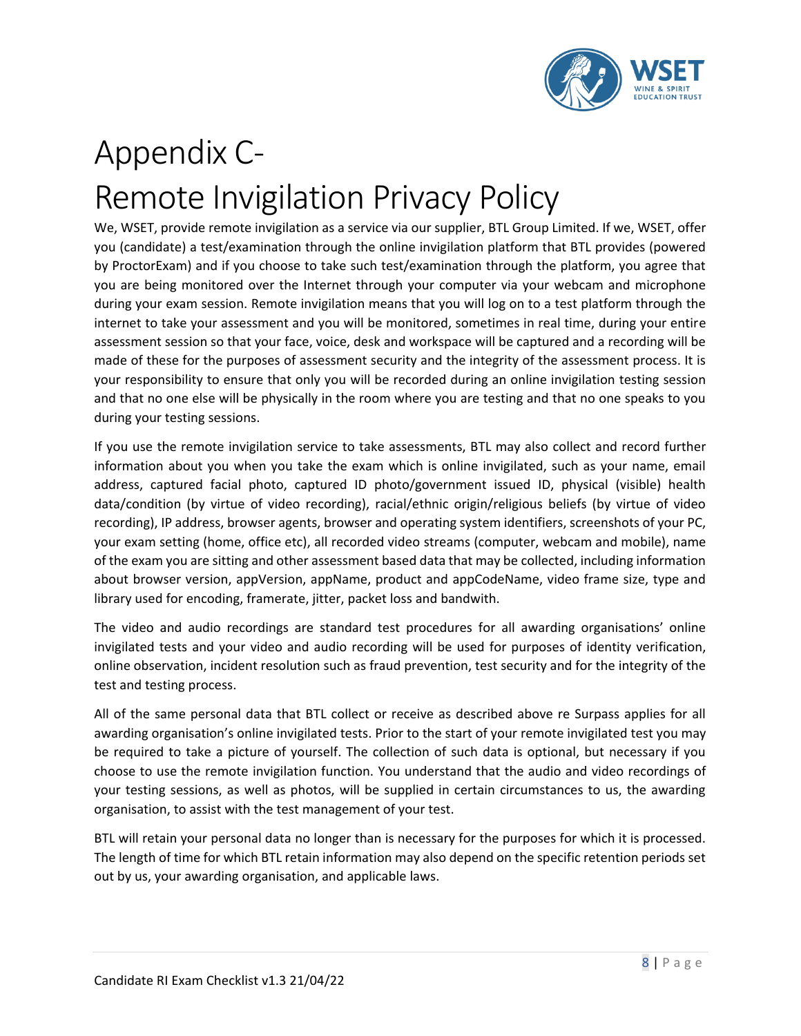# Appendix C-
# Remote Invigilation Privacy Policy

We, WSET, provide remote invigilation as a service via our supplier, BTL Group Limited. If we, WSET, offer you (candidate) a test/examination through the online invigilation platform that BTL provides (powered by ProctorExam) and if you choose to take such test/examination through the platform, you agree that you are being monitored over the Internet through your computer via your webcam and microphone during your exam session. Remote invigilation means that you will log on to a test platform through the internet to take your assessment and you will be monitored, sometimes in real time, during your entire assessment session so that your face, voice, desk and workspace will be captured and a recording will be made of these for the purposes of assessment security and the integrity of the assessment process. It is your responsibility to ensure that only you will be recorded during an online invigilation testing session and that no one else will be physically in the room where you are testing and that no one speaks to you during your testing sessions.

If you use the remote invigilation service to take assessments, BTL may also collect and record further information about you when you take the exam which is online invigilated, such as your name, email address, captured facial photo, captured ID photo/government issued ID, physical (visible) health data/condition (by virtue of video recording), racial/ethnic origin/religious beliefs (by virtue of video recording), IP address, browser agents, browser and operating system identifiers, screenshots of your PC, your exam setting (home, office etc), all recorded video streams (computer, webcam and mobile), name of the exam you are sitting and other assessment based data that may be collected, including information about browser version, appVersion, appName, product and appCodeName, video frame size, type and library used for encoding, framerate, jitter, packet loss and bandwith.

The video and audio recordings are standard test procedures for all awarding organisations' online invigilated tests and your video and audio recording will be used for purposes of identity verification, online observation, incident resolution such as fraud prevention, test security and for the integrity of the test and testing process.

All of the same personal data that BTL collect or receive as described above re Surpass applies for all awarding organisation's online invigilated tests. Prior to the start of your remote invigilated test you may be required to take a picture of yourself. The collection of such data is optional, but necessary if you choose to use the remote invigilation function. You understand that the audio and video recordings of your testing sessions, as well as photos, will be supplied in certain circumstances to us, the awarding organisation, to assist with the test management of your test.

BTL will retain your personal data no longer than is necessary for the purposes for which it is processed. The length of time for which BTL retain information may also depend on the specific retention periods set out by us, your awarding organisation, and applicable laws.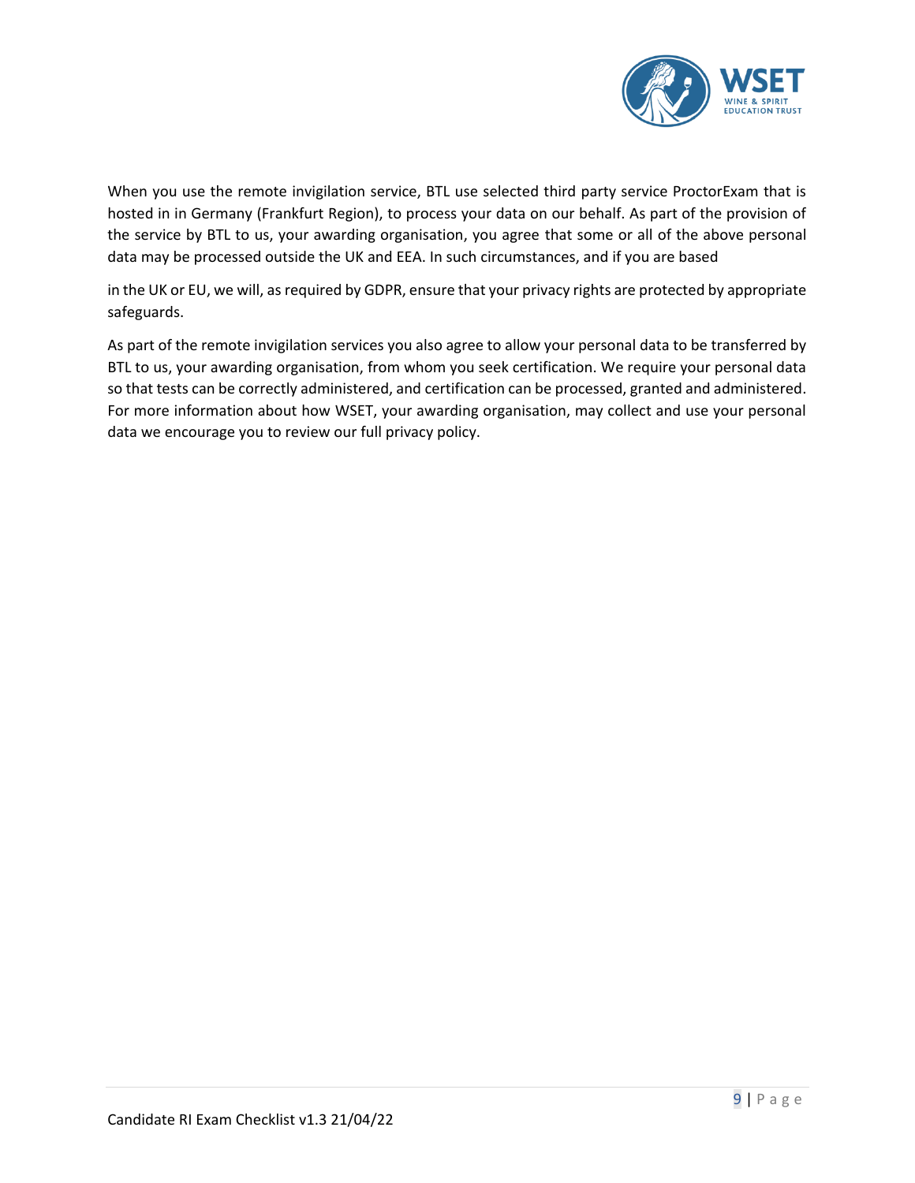When you use the remote invigilation service, BTL use selected third party service ProctorExam that is hosted in in Germany (Frankfurt Region), to process your data on our behalf. As part of the provision of the service by BTL to us, your awarding organisation, you agree that some or all of the above personal data may be processed outside the UK and EEA. In such circumstances, and if you are based

in the UK or EU, we will, as required by GDPR, ensure that your privacy rights are protected by appropriate safeguards.

As part of the remote invigilation services you also agree to allow your personal data to be transferred by BTL to us, your awarding organisation, from whom you seek certification. We require your personal data so that tests can be correctly administered, and certification can be processed, granted and administered. For more information about how WSET, your awarding organisation, may collect and use your personal data we encourage you to review our full privacy policy.